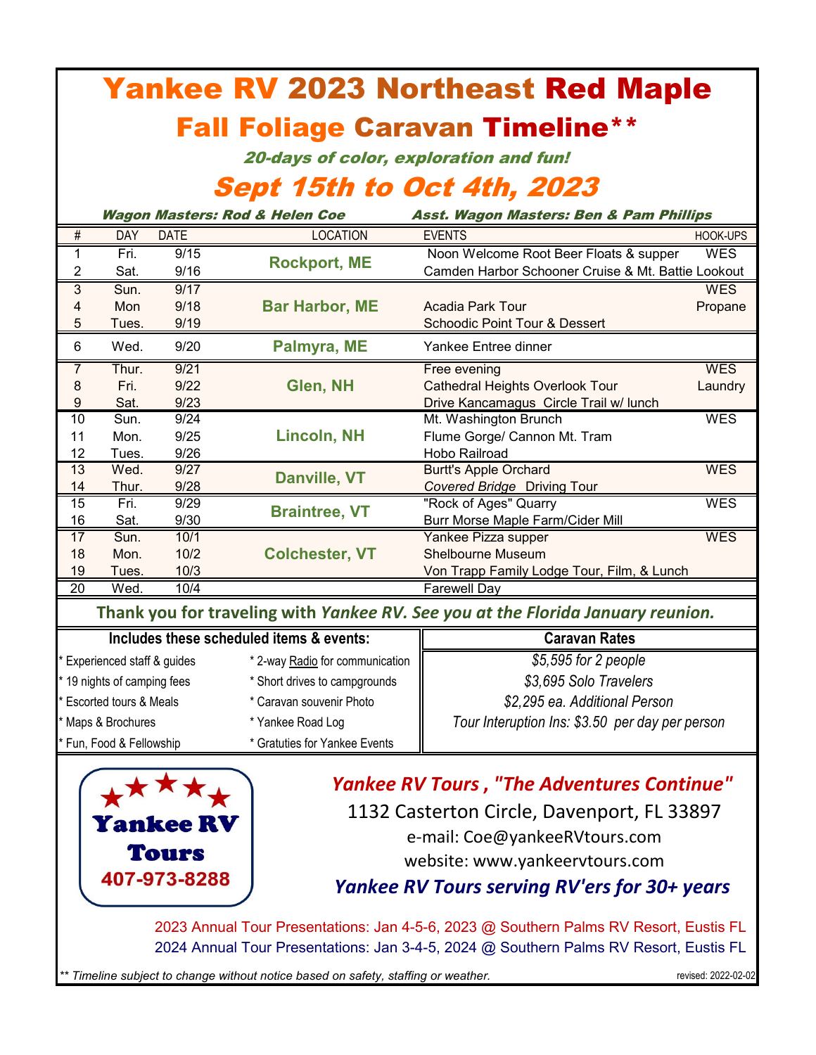# Yankee RV 2023 Northeast Red Maple

## Fall Foliage Caravan Timeline**

*20-days of color, exploration and fun!*

## *Sept 15th to Oct 4th, 2023*

***Wagon Masters: Rod & Helen Coe*** ***Asst. Wagon Masters: Ben & Pam Phillips***

| # | DAY | DATE | LOCATION | EVENTS | HOOK-UPS |
|---|---|---|---|---|---|
| 1 | Fri. | 9/15 | **Rockport, ME** | Noon Welcome Root Beer Floats & supper | WES |
| 2 | Sat. | 9/16 | | Camden Harbor Schooner Cruise & Mt. Battie Lookout | |
| 3 | Sun. | 9/17 | **Bar Harbor, ME** | | WES |
| 4 | Mon | 9/18 | | Acadia Park Tour | Propane |
| 5 | Tues. | 9/19 | | Schoodic Point Tour & Dessert | |
| 6 | Wed. | 9/20 | **Palmyra, ME** | Yankee Entree dinner | |
| 7 | Thur. | 9/21 | **Glen, NH** | Free evening | WES |
| 8 | Fri. | 9/22 | | Cathedral Heights Overlook Tour | Laundry |
| 9 | Sat. | 9/23 | | Drive Kancamagus Circle Trail w/ lunch | |
| 10 | Sun. | 9/24 | **Lincoln, NH** | Mt. Washington Brunch | WES |
| 11 | Mon. | 9/25 | | Flume Gorge/ Cannon Mt. Tram | |
| 12 | Tues. | 9/26 | | Hobo Railroad | |
| 13 | Wed. | 9/27 | **Danville, VT** | Burtt's Apple Orchard | WES |
| 14 | Thur. | 9/28 | | *Covered Bridge* Driving Tour | |
| 15 | Fri. | 9/29 | **Braintree, VT** | "Rock of Ages" Quarry | WES |
| 16 | Sat. | 9/30 | | Burr Morse Maple Farm/Cider Mill | |
| 17 | Sun. | 10/1 | **Colchester, VT** | Yankee Pizza supper | WES |
| 18 | Mon. | 10/2 | | Shelbourne Museum | |
| 19 | Tues. | 10/3 | | Von Trapp Family Lodge Tour, Film, & Lunch | |
| 20 | Wed. | 10/4 | | Farewell Day | |

**Thank you for traveling with *Yankee RV. See you at the Florida January reunion.***

| Includes these scheduled items & events: | | Caravan Rates |
|---|---|---|
| * Experienced staff & guides | * 2-way Radio for communication | *$5,595 for 2 people* |
| * 19 nights of camping fees | * Short drives to campgrounds | *$3,695 Solo Travelers* |
| * Escorted tours & Meals | * Caravan souvenir Photo | *$2,295 ea. Additional Person* |
| * Maps & Brochures | * Yankee Road Log | *Tour Interuption Ins: $3.50 per day per person* |
| * Fun, Food & Fellowship | * Gratuties for Yankee Events | |

**Yankee RV Tours**
**407-973-8288**

***Yankee RV Tours , "The Adventures Continue"***

1132 Casterton Circle, Davenport, FL 33897

e-mail: Coe@yankeeRVtours.com

website: www.yankeervtours.com

***Yankee RV Tours serving RV'ers for 30+ years***

2023 Annual Tour Presentations: Jan 4-5-6, 2023 @ Southern Palms RV Resort, Eustis FL

2024 Annual Tour Presentations: Jan 3-4-5, 2024 @ Southern Palms RV Resort, Eustis FL

*** Timeline subject to change without notice based on safety, staffing or weather.*

revised: 2022-02-02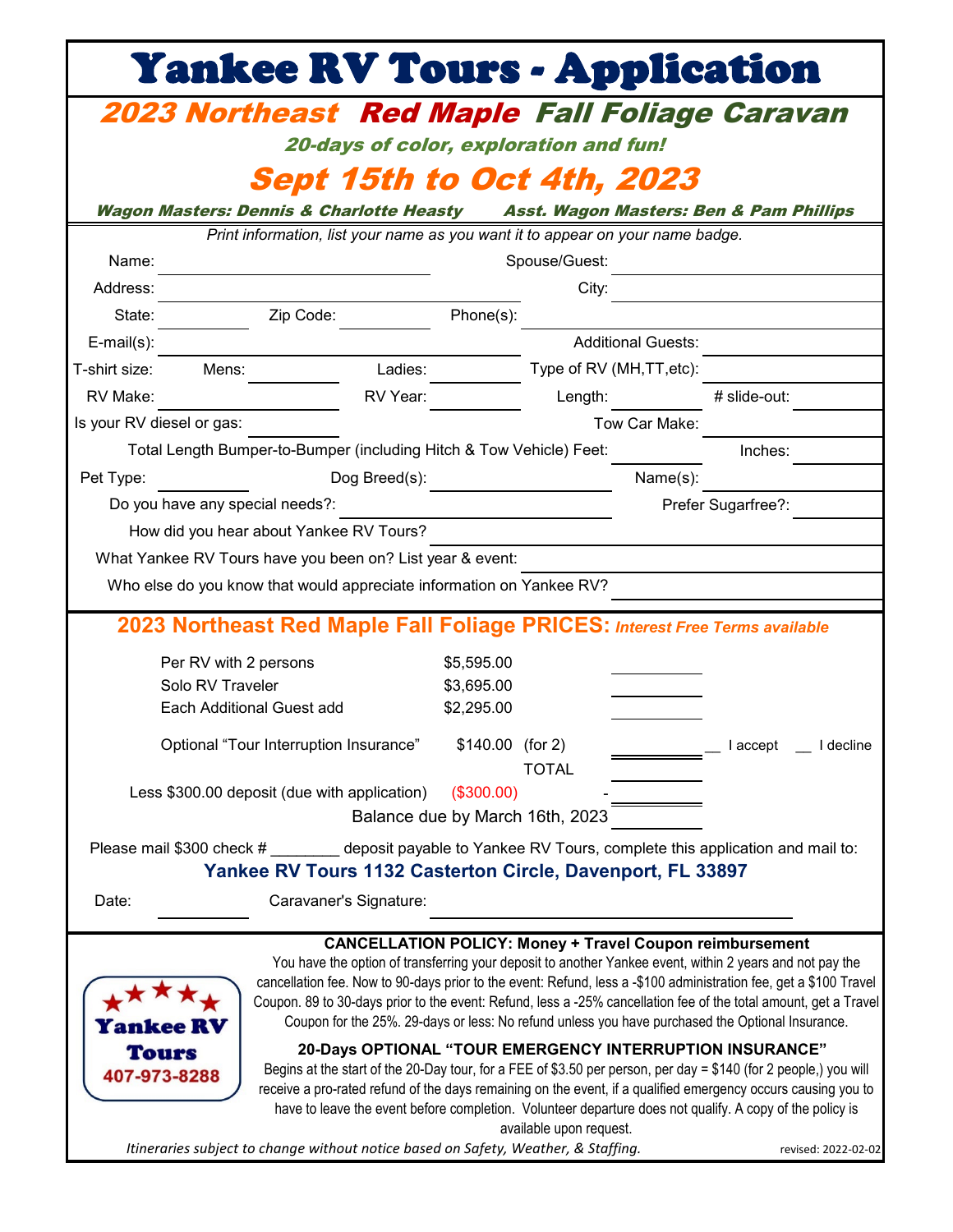# Yankee RV Tours - Application

## 2023 Northeast Red Maple Fall Foliage Caravan

***20-days of color, exploration and fun!***

## *Sept 15th to Oct 4th, 2023*

***Wagon Masters: Dennis & Charlotte Heasty*** ***Asst. Wagon Masters: Ben & Pam Phillips***

*Print information, list your name as you want it to appear on your name badge.*

Name: ______________________ Spouse/Guest: ______________________

Address: ______________________ City: ______________________

State: ________ Zip Code: ________ Phone(s): ______________________

E-mail(s): ______________________ Additional Guests: ______________________

T-shirt size: Mens: ________ Ladies: ________ Type of RV (MH,TT,etc): ________

RV Make: ________ RV Year: ________ Length: ________ # slide-out: ________

Is your RV diesel or gas: ________ Tow Car Make: ________

Total Length Bumper-to-Bumper (including Hitch & Tow Vehicle) Feet: ________ Inches: ________

Pet Type: ________ Dog Breed(s): ________ Name(s): ________

Do you have any special needs?: ________ Prefer Sugarfree?: ________

How did you hear about Yankee RV Tours? ______________________

What Yankee RV Tours have you been on? List year & event: ______________________

Who else do you know that would appreciate information on Yankee RV? ______________________

## 2023 Northeast Red Maple Fall Foliage PRICES: *Interest Free Terms available*

| | | | |
|---|---|---|---|
| Per RV with 2 persons | $5,595.00 | | ________ |
| Solo RV Traveler | $3,695.00 | | ________ |
| Each Additional Guest add | $2,295.00 | | ________ |
| Optional “Tour Interruption Insurance” | $140.00 | (for 2) | ________ __ I accept __ I decline |
| | | TOTAL | ________ |
| Less $300.00 deposit (due with application) | ($300.00) | | - ________ |
| | Balance due by March 16th, 2023 | | ________ |

Please mail $300 check # ________ deposit payable to Yankee RV Tours, complete this application and mail to:

**Yankee RV Tours 1132 Casterton Circle, Davenport, FL 33897**

Date: ________ Caravaner's Signature: ______________________

**CANCELLATION POLICY: Money + Travel Coupon reimbursement**

You have the option of transferring your deposit to another Yankee event, within 2 years and not pay the cancellation fee. Now to 90-days prior to the event: Refund, less a -$100 administration fee, get a $100 Travel Coupon. 89 to 30-days prior to the event: Refund, less a -25% cancellation fee of the total amount, get a Travel Coupon for the 25%. 29-days or less: No refund unless you have purchased the Optional Insurance.

Yankee RV Tours
407-973-8288

**20-Days OPTIONAL “TOUR EMERGENCY INTERRUPTION INSURANCE”**

Begins at the start of the 20-Day tour, for a FEE of $3.50 per person, per day = $140 (for 2 people,) you will receive a pro-rated refund of the days remaining on the event, if a qualified emergency occurs causing you to have to leave the event before completion. Volunteer departure does not qualify. A copy of the policy is available upon request.

*Itineraries subject to change without notice based on Safety, Weather, & Staffing.*

revised: 2022-02-02